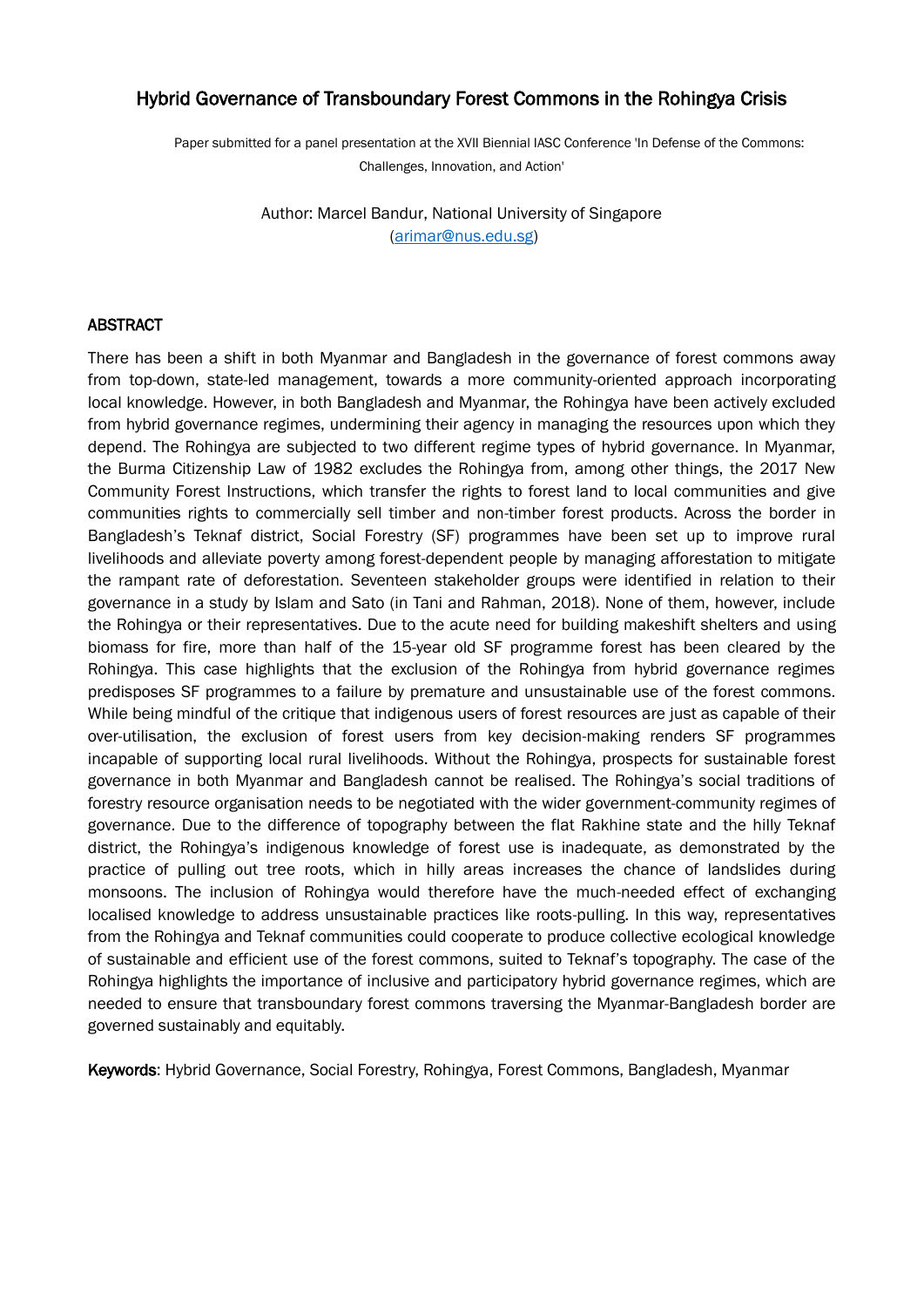# Hybrid Governance of Transboundary Forest Commons in the Rohingya Crisis

Paper submitted for a panel presentation at the XVII Biennial IASC Conference 'In Defense of the Commons: Challenges, Innovation, and Action'

Author: Marcel Bandur, National University of Singapore
(arimar@nus.edu.sg)

## ABSTRACT

There has been a shift in both Myanmar and Bangladesh in the governance of forest commons away from top-down, state-led management, towards a more community-oriented approach incorporating local knowledge. However, in both Bangladesh and Myanmar, the Rohingya have been actively excluded from hybrid governance regimes, undermining their agency in managing the resources upon which they depend. The Rohingya are subjected to two different regime types of hybrid governance. In Myanmar, the Burma Citizenship Law of 1982 excludes the Rohingya from, among other things, the 2017 New Community Forest Instructions, which transfer the rights to forest land to local communities and give communities rights to commercially sell timber and non-timber forest products. Across the border in Bangladesh's Teknaf district, Social Forestry (SF) programmes have been set up to improve rural livelihoods and alleviate poverty among forest-dependent people by managing afforestation to mitigate the rampant rate of deforestation. Seventeen stakeholder groups were identified in relation to their governance in a study by Islam and Sato (in Tani and Rahman, 2018). None of them, however, include the Rohingya or their representatives. Due to the acute need for building makeshift shelters and using biomass for fire, more than half of the 15-year old SF programme forest has been cleared by the Rohingya. This case highlights that the exclusion of the Rohingya from hybrid governance regimes predisposes SF programmes to a failure by premature and unsustainable use of the forest commons. While being mindful of the critique that indigenous users of forest resources are just as capable of their over-utilisation, the exclusion of forest users from key decision-making renders SF programmes incapable of supporting local rural livelihoods. Without the Rohingya, prospects for sustainable forest governance in both Myanmar and Bangladesh cannot be realised. The Rohingya's social traditions of forestry resource organisation needs to be negotiated with the wider government-community regimes of governance. Due to the difference of topography between the flat Rakhine state and the hilly Teknaf district, the Rohingya's indigenous knowledge of forest use is inadequate, as demonstrated by the practice of pulling out tree roots, which in hilly areas increases the chance of landslides during monsoons. The inclusion of Rohingya would therefore have the much-needed effect of exchanging localised knowledge to address unsustainable practices like roots-pulling. In this way, representatives from the Rohingya and Teknaf communities could cooperate to produce collective ecological knowledge of sustainable and efficient use of the forest commons, suited to Teknaf's topography. The case of the Rohingya highlights the importance of inclusive and participatory hybrid governance regimes, which are needed to ensure that transboundary forest commons traversing the Myanmar-Bangladesh border are governed sustainably and equitably.

**Keywords**: Hybrid Governance, Social Forestry, Rohingya, Forest Commons, Bangladesh, Myanmar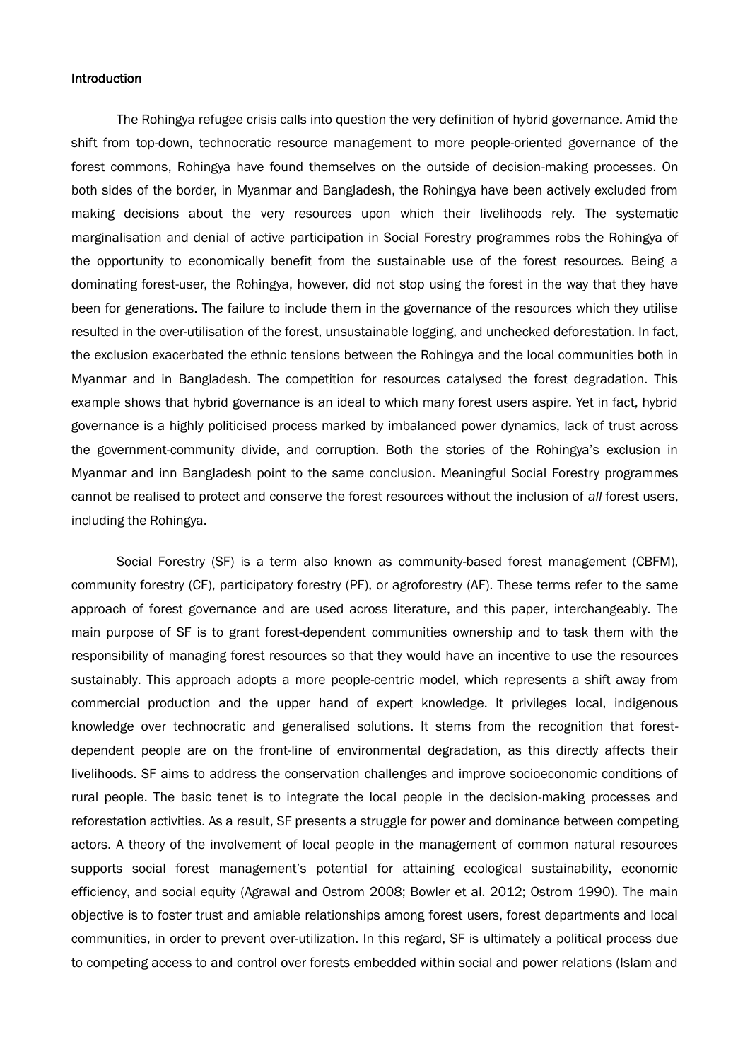**Introduction**

The Rohingya refugee crisis calls into question the very definition of hybrid governance. Amid the shift from top-down, technocratic resource management to more people-oriented governance of the forest commons, Rohingya have found themselves on the outside of decision-making processes. On both sides of the border, in Myanmar and Bangladesh, the Rohingya have been actively excluded from making decisions about the very resources upon which their livelihoods rely. The systematic marginalisation and denial of active participation in Social Forestry programmes robs the Rohingya of the opportunity to economically benefit from the sustainable use of the forest resources. Being a dominating forest-user, the Rohingya, however, did not stop using the forest in the way that they have been for generations. The failure to include them in the governance of the resources which they utilise resulted in the over-utilisation of the forest, unsustainable logging, and unchecked deforestation. In fact, the exclusion exacerbated the ethnic tensions between the Rohingya and the local communities both in Myanmar and in Bangladesh. The competition for resources catalysed the forest degradation. This example shows that hybrid governance is an ideal to which many forest users aspire. Yet in fact, hybrid governance is a highly politicised process marked by imbalanced power dynamics, lack of trust across the government-community divide, and corruption. Both the stories of the Rohingya's exclusion in Myanmar and inn Bangladesh point to the same conclusion. Meaningful Social Forestry programmes cannot be realised to protect and conserve the forest resources without the inclusion of *all* forest users, including the Rohingya.

Social Forestry (SF) is a term also known as community-based forest management (CBFM), community forestry (CF), participatory forestry (PF), or agroforestry (AF). These terms refer to the same approach of forest governance and are used across literature, and this paper, interchangeably. The main purpose of SF is to grant forest-dependent communities ownership and to task them with the responsibility of managing forest resources so that they would have an incentive to use the resources sustainably. This approach adopts a more people-centric model, which represents a shift away from commercial production and the upper hand of expert knowledge. It privileges local, indigenous knowledge over technocratic and generalised solutions. It stems from the recognition that forest-dependent people are on the front-line of environmental degradation, as this directly affects their livelihoods. SF aims to address the conservation challenges and improve socioeconomic conditions of rural people. The basic tenet is to integrate the local people in the decision-making processes and reforestation activities. As a result, SF presents a struggle for power and dominance between competing actors. A theory of the involvement of local people in the management of common natural resources supports social forest management's potential for attaining ecological sustainability, economic efficiency, and social equity (Agrawal and Ostrom 2008; Bowler et al. 2012; Ostrom 1990). The main objective is to foster trust and amiable relationships among forest users, forest departments and local communities, in order to prevent over-utilization. In this regard, SF is ultimately a political process due to competing access to and control over forests embedded within social and power relations (Islam and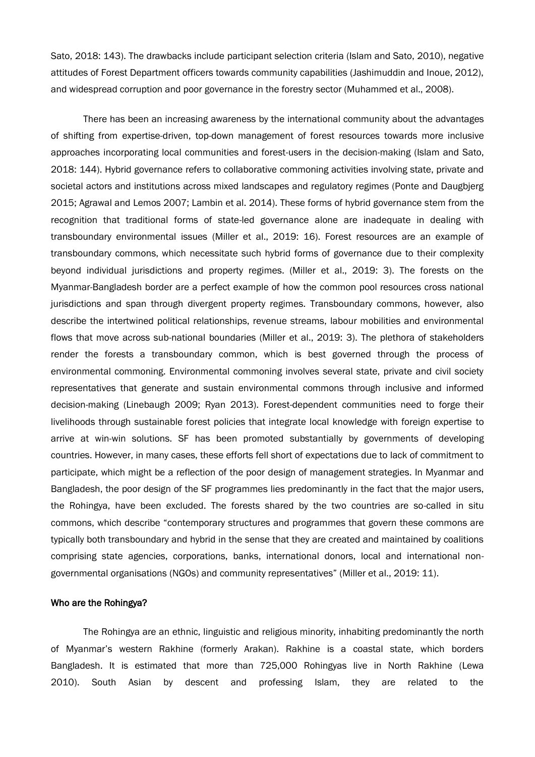Sato, 2018: 143). The drawbacks include participant selection criteria (Islam and Sato, 2010), negative attitudes of Forest Department officers towards community capabilities (Jashimuddin and Inoue, 2012), and widespread corruption and poor governance in the forestry sector (Muhammed et al., 2008).

There has been an increasing awareness by the international community about the advantages of shifting from expertise-driven, top-down management of forest resources towards more inclusive approaches incorporating local communities and forest-users in the decision-making (Islam and Sato, 2018: 144). Hybrid governance refers to collaborative commoning activities involving state, private and societal actors and institutions across mixed landscapes and regulatory regimes (Ponte and Daugbjerg 2015; Agrawal and Lemos 2007; Lambin et al. 2014). These forms of hybrid governance stem from the recognition that traditional forms of state-led governance alone are inadequate in dealing with transboundary environmental issues (Miller et al., 2019: 16). Forest resources are an example of transboundary commons, which necessitate such hybrid forms of governance due to their complexity beyond individual jurisdictions and property regimes. (Miller et al., 2019: 3). The forests on the Myanmar-Bangladesh border are a perfect example of how the common pool resources cross national jurisdictions and span through divergent property regimes. Transboundary commons, however, also describe the intertwined political relationships, revenue streams, labour mobilities and environmental flows that move across sub-national boundaries (Miller et al., 2019: 3). The plethora of stakeholders render the forests a transboundary common, which is best governed through the process of environmental commoning. Environmental commoning involves several state, private and civil society representatives that generate and sustain environmental commons through inclusive and informed decision-making (Linebaugh 2009; Ryan 2013). Forest-dependent communities need to forge their livelihoods through sustainable forest policies that integrate local knowledge with foreign expertise to arrive at win-win solutions. SF has been promoted substantially by governments of developing countries. However, in many cases, these efforts fell short of expectations due to lack of commitment to participate, which might be a reflection of the poor design of management strategies. In Myanmar and Bangladesh, the poor design of the SF programmes lies predominantly in the fact that the major users, the Rohingya, have been excluded. The forests shared by the two countries are so-called in situ commons, which describe "contemporary structures and programmes that govern these commons are typically both transboundary and hybrid in the sense that they are created and maintained by coalitions comprising state agencies, corporations, banks, international donors, local and international non-governmental organisations (NGOs) and community representatives" (Miller et al., 2019: 11).

## Who are the Rohingya?

The Rohingya are an ethnic, linguistic and religious minority, inhabiting predominantly the north of Myanmar's western Rakhine (formerly Arakan). Rakhine is a coastal state, which borders Bangladesh. It is estimated that more than 725,000 Rohingyas live in North Rakhine (Lewa 2010). South Asian by descent and professing Islam, they are related to the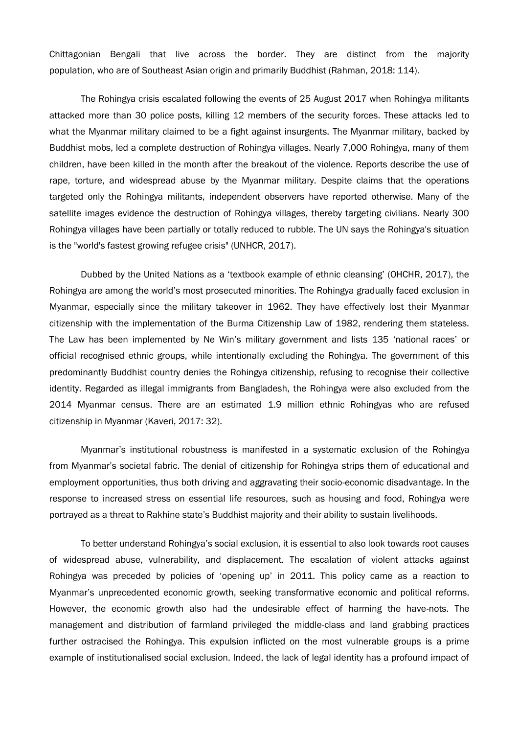Chittagonian Bengali that live across the border. They are distinct from the majority population, who are of Southeast Asian origin and primarily Buddhist (Rahman, 2018: 114).

The Rohingya crisis escalated following the events of 25 August 2017 when Rohingya militants attacked more than 30 police posts, killing 12 members of the security forces. These attacks led to what the Myanmar military claimed to be a fight against insurgents. The Myanmar military, backed by Buddhist mobs, led a complete destruction of Rohingya villages. Nearly 7,000 Rohingya, many of them children, have been killed in the month after the breakout of the violence. Reports describe the use of rape, torture, and widespread abuse by the Myanmar military. Despite claims that the operations targeted only the Rohingya militants, independent observers have reported otherwise. Many of the satellite images evidence the destruction of Rohingya villages, thereby targeting civilians. Nearly 300 Rohingya villages have been partially or totally reduced to rubble. The UN says the Rohingya's situation is the "world's fastest growing refugee crisis" (UNHCR, 2017).

Dubbed by the United Nations as a 'textbook example of ethnic cleansing' (OHCHR, 2017), the Rohingya are among the world's most prosecuted minorities. The Rohingya gradually faced exclusion in Myanmar, especially since the military takeover in 1962. They have effectively lost their Myanmar citizenship with the implementation of the Burma Citizenship Law of 1982, rendering them stateless. The Law has been implemented by Ne Win's military government and lists 135 'national races' or official recognised ethnic groups, while intentionally excluding the Rohingya. The government of this predominantly Buddhist country denies the Rohingya citizenship, refusing to recognise their collective identity. Regarded as illegal immigrants from Bangladesh, the Rohingya were also excluded from the 2014 Myanmar census. There are an estimated 1.9 million ethnic Rohingyas who are refused citizenship in Myanmar (Kaveri, 2017: 32).

Myanmar's institutional robustness is manifested in a systematic exclusion of the Rohingya from Myanmar's societal fabric. The denial of citizenship for Rohingya strips them of educational and employment opportunities, thus both driving and aggravating their socio-economic disadvantage. In the response to increased stress on essential life resources, such as housing and food, Rohingya were portrayed as a threat to Rakhine state's Buddhist majority and their ability to sustain livelihoods.

To better understand Rohingya's social exclusion, it is essential to also look towards root causes of widespread abuse, vulnerability, and displacement. The escalation of violent attacks against Rohingya was preceded by policies of 'opening up' in 2011. This policy came as a reaction to Myanmar's unprecedented economic growth, seeking transformative economic and political reforms. However, the economic growth also had the undesirable effect of harming the have-nots. The management and distribution of farmland privileged the middle-class and land grabbing practices further ostracised the Rohingya. This expulsion inflicted on the most vulnerable groups is a prime example of institutionalised social exclusion. Indeed, the lack of legal identity has a profound impact of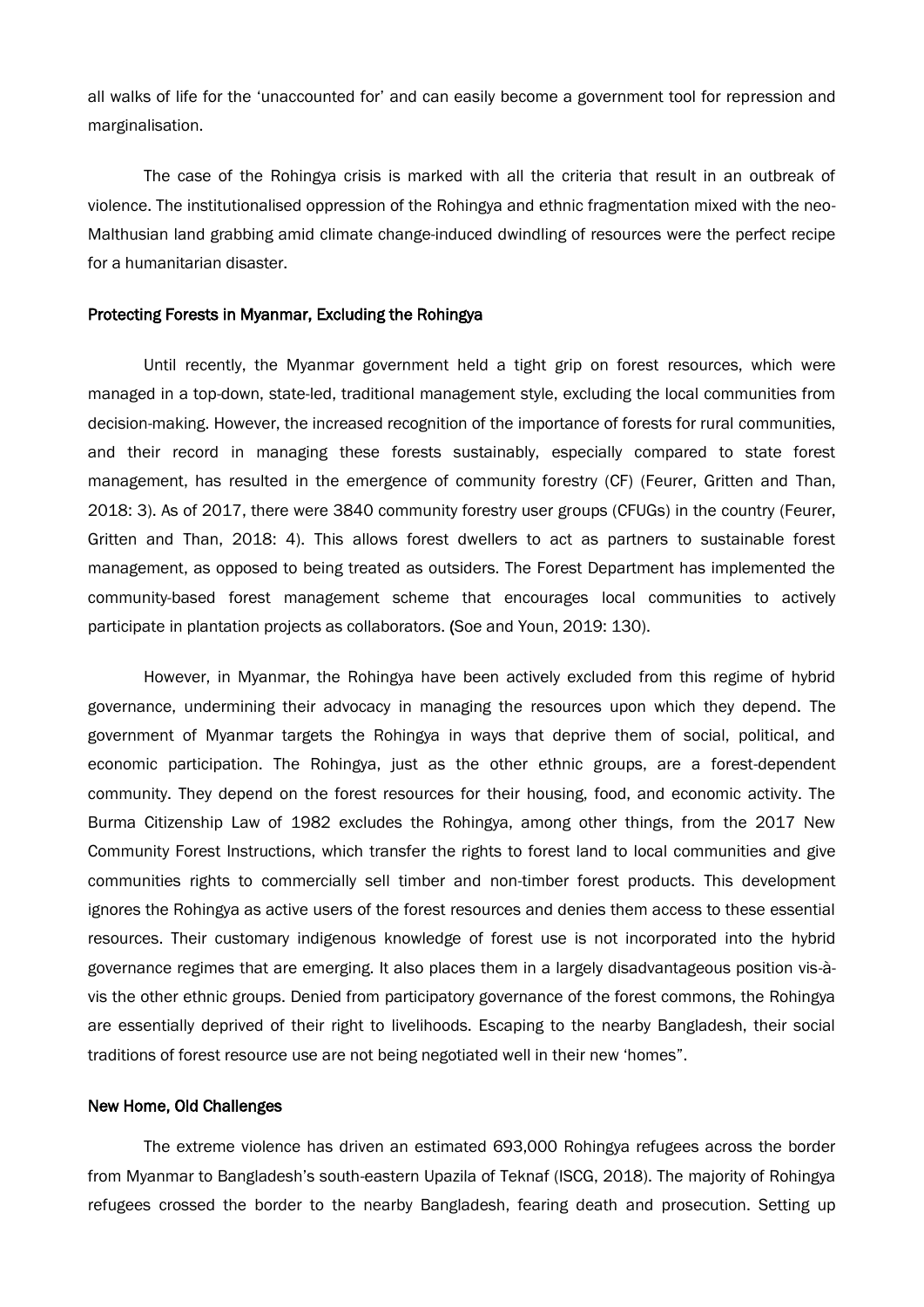all walks of life for the 'unaccounted for' and can easily become a government tool for repression and marginalisation.

The case of the Rohingya crisis is marked with all the criteria that result in an outbreak of violence. The institutionalised oppression of the Rohingya and ethnic fragmentation mixed with the neo-Malthusian land grabbing amid climate change-induced dwindling of resources were the perfect recipe for a humanitarian disaster.

### Protecting Forests in Myanmar, Excluding the Rohingya

Until recently, the Myanmar government held a tight grip on forest resources, which were managed in a top-down, state-led, traditional management style, excluding the local communities from decision-making. However, the increased recognition of the importance of forests for rural communities, and their record in managing these forests sustainably, especially compared to state forest management, has resulted in the emergence of community forestry (CF) (Feurer, Gritten and Than, 2018: 3). As of 2017, there were 3840 community forestry user groups (CFUGs) in the country (Feurer, Gritten and Than, 2018: 4). This allows forest dwellers to act as partners to sustainable forest management, as opposed to being treated as outsiders. The Forest Department has implemented the community-based forest management scheme that encourages local communities to actively participate in plantation projects as collaborators. (Soe and Youn, 2019: 130).

However, in Myanmar, the Rohingya have been actively excluded from this regime of hybrid governance, undermining their advocacy in managing the resources upon which they depend. The government of Myanmar targets the Rohingya in ways that deprive them of social, political, and economic participation. The Rohingya, just as the other ethnic groups, are a forest-dependent community. They depend on the forest resources for their housing, food, and economic activity. The Burma Citizenship Law of 1982 excludes the Rohingya, among other things, from the 2017 New Community Forest Instructions, which transfer the rights to forest land to local communities and give communities rights to commercially sell timber and non-timber forest products. This development ignores the Rohingya as active users of the forest resources and denies them access to these essential resources. Their customary indigenous knowledge of forest use is not incorporated into the hybrid governance regimes that are emerging. It also places them in a largely disadvantageous position vis-à-vis the other ethnic groups. Denied from participatory governance of the forest commons, the Rohingya are essentially deprived of their right to livelihoods. Escaping to the nearby Bangladesh, their social traditions of forest resource use are not being negotiated well in their new 'homes".

### New Home, Old Challenges

The extreme violence has driven an estimated 693,000 Rohingya refugees across the border from Myanmar to Bangladesh's south-eastern Upazila of Teknaf (ISCG, 2018). The majority of Rohingya refugees crossed the border to the nearby Bangladesh, fearing death and prosecution. Setting up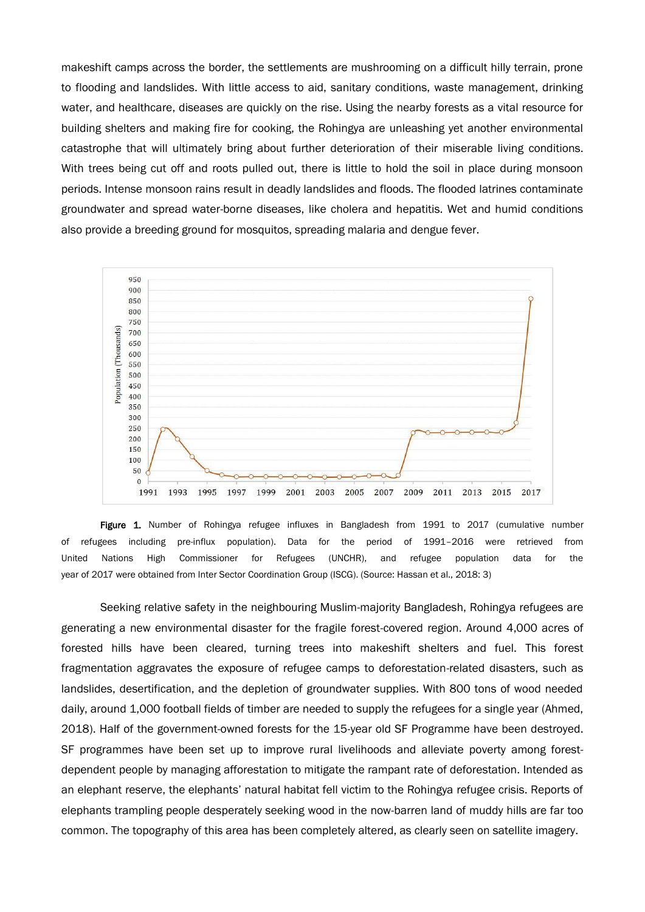makeshift camps across the border, the settlements are mushrooming on a difficult hilly terrain, prone to flooding and landslides. With little access to aid, sanitary conditions, waste management, drinking water, and healthcare, diseases are quickly on the rise. Using the nearby forests as a vital resource for building shelters and making fire for cooking, the Rohingya are unleashing yet another environmental catastrophe that will ultimately bring about further deterioration of their miserable living conditions. With trees being cut off and roots pulled out, there is little to hold the soil in place during monsoon periods. Intense monsoon rains result in deadly landslides and floods. The flooded latrines contaminate groundwater and spread water-borne diseases, like cholera and hepatitis. Wet and humid conditions also provide a breeding ground for mosquitos, spreading malaria and dengue fever.

**Figure 1.** Number of Rohingya refugee influxes in Bangladesh from 1991 to 2017 (cumulative number of refugees including pre-influx population). Data for the period of 1991–2016 were retrieved from United Nations High Commissioner for Refugees (UNCHR), and refugee population data for the year of 2017 were obtained from Inter Sector Coordination Group (ISCG). (Source: Hassan et al., 2018: 3)

Seeking relative safety in the neighbouring Muslim-majority Bangladesh, Rohingya refugees are generating a new environmental disaster for the fragile forest-covered region. Around 4,000 acres of forested hills have been cleared, turning trees into makeshift shelters and fuel. This forest fragmentation aggravates the exposure of refugee camps to deforestation-related disasters, such as landslides, desertification, and the depletion of groundwater supplies. With 800 tons of wood needed daily, around 1,000 football fields of timber are needed to supply the refugees for a single year (Ahmed, 2018). Half of the government-owned forests for the 15-year old SF Programme have been destroyed. SF programmes have been set up to improve rural livelihoods and alleviate poverty among forest-dependent people by managing afforestation to mitigate the rampant rate of deforestation. Intended as an elephant reserve, the elephants' natural habitat fell victim to the Rohingya refugee crisis. Reports of elephants trampling people desperately seeking wood in the now-barren land of muddy hills are far too common. The topography of this area has been completely altered, as clearly seen on satellite imagery.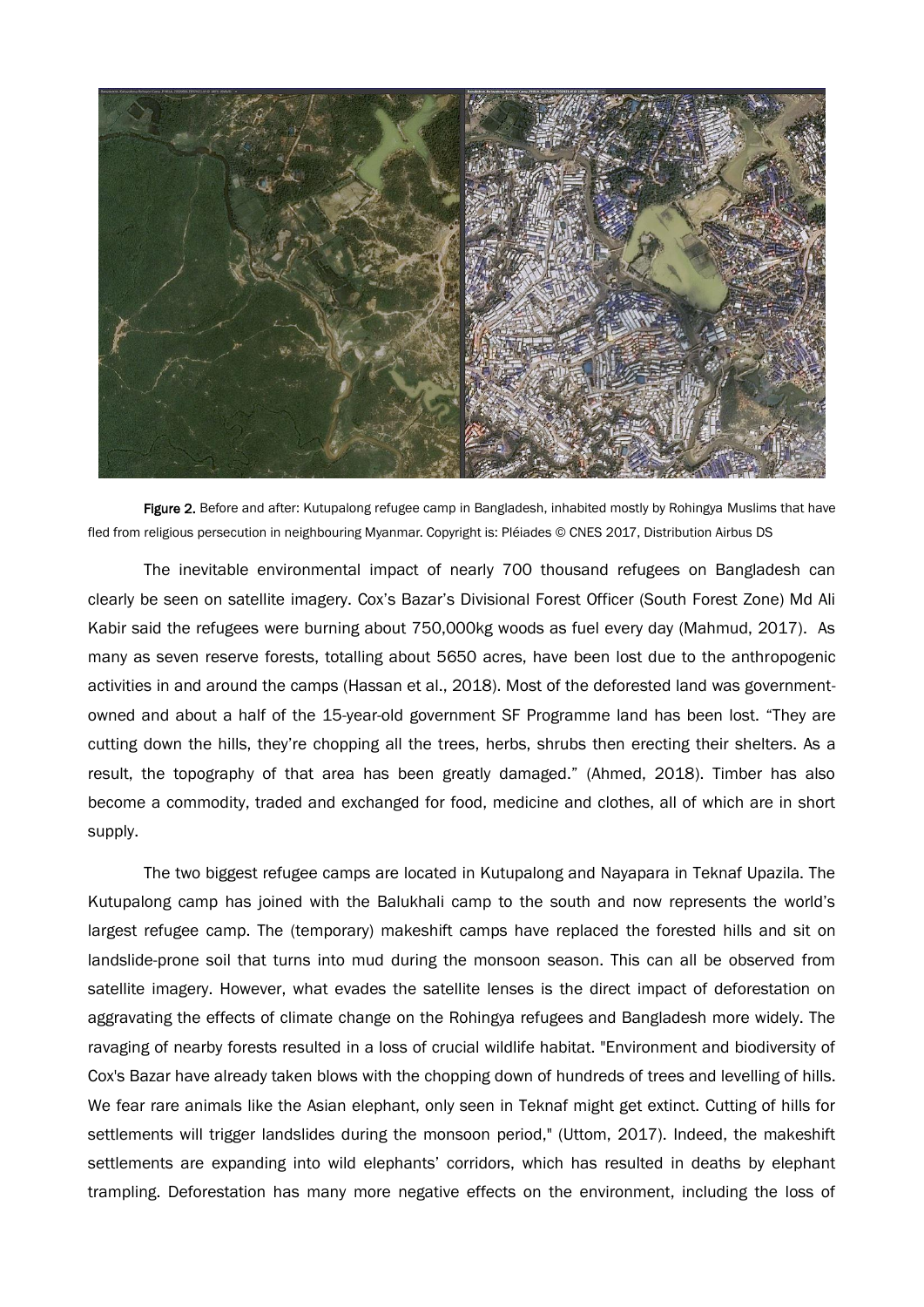**Figure 2.** Before and after: Kutupalong refugee camp in Bangladesh, inhabited mostly by Rohingya Muslims that have fled from religious persecution in neighbouring Myanmar. Copyright is: Pléiades © CNES 2017, Distribution Airbus DS

The inevitable environmental impact of nearly 700 thousand refugees on Bangladesh can clearly be seen on satellite imagery. Cox's Bazar's Divisional Forest Officer (South Forest Zone) Md Ali Kabir said the refugees were burning about 750,000kg woods as fuel every day (Mahmud, 2017). As many as seven reserve forests, totalling about 5650 acres, have been lost due to the anthropogenic activities in and around the camps (Hassan et al., 2018). Most of the deforested land was government-owned and about a half of the 15-year-old government SF Programme land has been lost. "They are cutting down the hills, they're chopping all the trees, herbs, shrubs then erecting their shelters. As a result, the topography of that area has been greatly damaged." (Ahmed, 2018). Timber has also become a commodity, traded and exchanged for food, medicine and clothes, all of which are in short supply.

The two biggest refugee camps are located in Kutupalong and Nayapara in Teknaf Upazila. The Kutupalong camp has joined with the Balukhali camp to the south and now represents the world's largest refugee camp. The (temporary) makeshift camps have replaced the forested hills and sit on landslide-prone soil that turns into mud during the monsoon season. This can all be observed from satellite imagery. However, what evades the satellite lenses is the direct impact of deforestation on aggravating the effects of climate change on the Rohingya refugees and Bangladesh more widely. The ravaging of nearby forests resulted in a loss of crucial wildlife habitat. "Environment and biodiversity of Cox's Bazar have already taken blows with the chopping down of hundreds of trees and levelling of hills. We fear rare animals like the Asian elephant, only seen in Teknaf might get extinct. Cutting of hills for settlements will trigger landslides during the monsoon period," (Uttom, 2017). Indeed, the makeshift settlements are expanding into wild elephants' corridors, which has resulted in deaths by elephant trampling. Deforestation has many more negative effects on the environment, including the loss of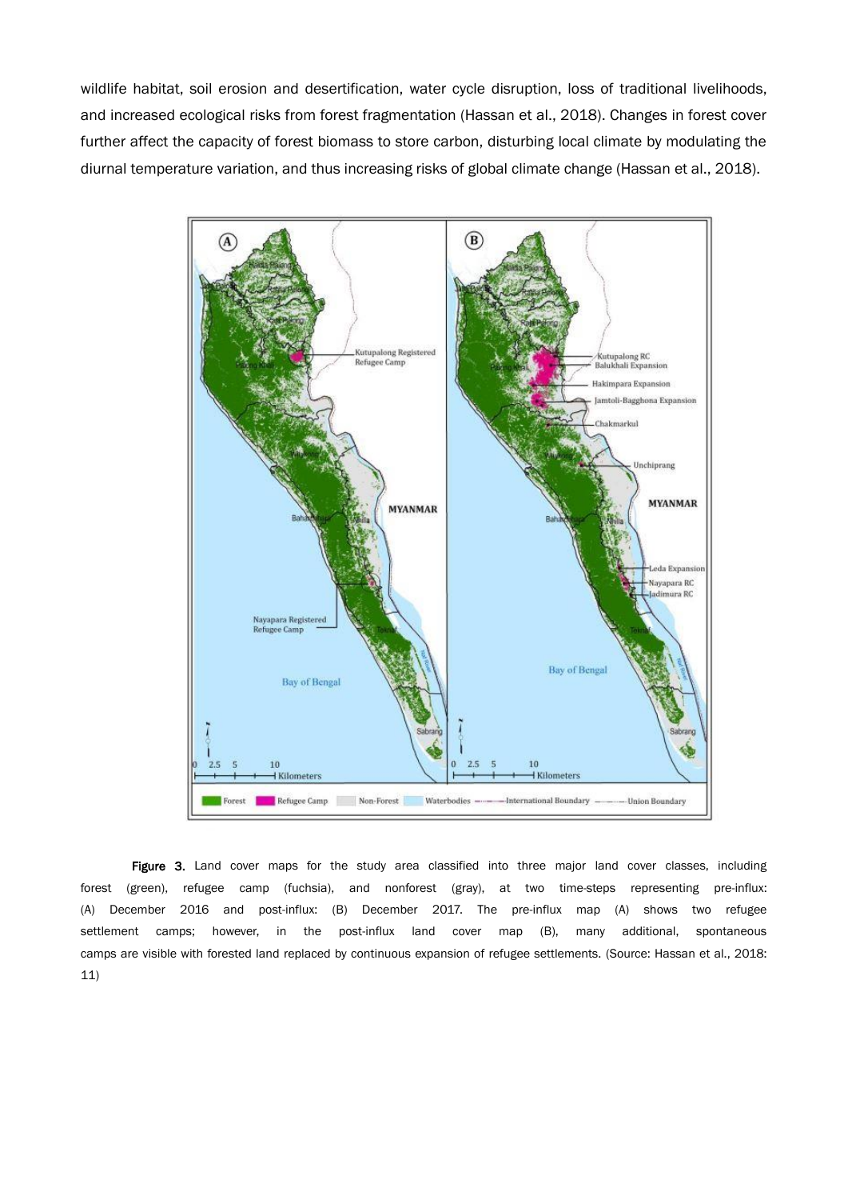wildlife habitat, soil erosion and desertification, water cycle disruption, loss of traditional livelihoods, and increased ecological risks from forest fragmentation (Hassan et al., 2018). Changes in forest cover further affect the capacity of forest biomass to store carbon, disturbing local climate by modulating the diurnal temperature variation, and thus increasing risks of global climate change (Hassan et al., 2018).

**Figure 3.** Land cover maps for the study area classified into three major land cover classes, including forest (green), refugee camp (fuchsia), and nonforest (gray), at two time-steps representing pre-influx: (A) December 2016 and post-influx: (B) December 2017. The pre-influx map (A) shows two refugee settlement camps; however, in the post-influx land cover map (B), many additional, spontaneous camps are visible with forested land replaced by continuous expansion of refugee settlements. (Source: Hassan et al., 2018: 11)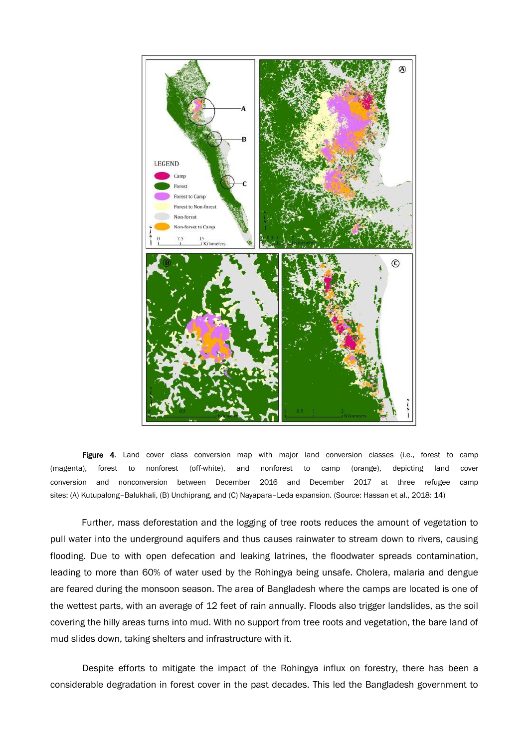**Figure 4**. Land cover class conversion map with major land conversion classes (i.e., forest to camp (magenta), forest to nonforest (off-white), and nonforest to camp (orange), depicting land cover conversion and nonconversion between December 2016 and December 2017 at three refugee camp sites: (A) Kutupalong–Balukhali, (B) Unchiprang, and (C) Nayapara–Leda expansion. (Source: Hassan et al., 2018: 14)

Further, mass deforestation and the logging of tree roots reduces the amount of vegetation to pull water into the underground aquifers and thus causes rainwater to stream down to rivers, causing flooding. Due to with open defecation and leaking latrines, the floodwater spreads contamination, leading to more than 60% of water used by the Rohingya being unsafe. Cholera, malaria and dengue are feared during the monsoon season. The area of Bangladesh where the camps are located is one of the wettest parts, with an average of 12 feet of rain annually. Floods also trigger landslides, as the soil covering the hilly areas turns into mud. With no support from tree roots and vegetation, the bare land of mud slides down, taking shelters and infrastructure with it.

Despite efforts to mitigate the impact of the Rohingya influx on forestry, there has been a considerable degradation in forest cover in the past decades. This led the Bangladesh government to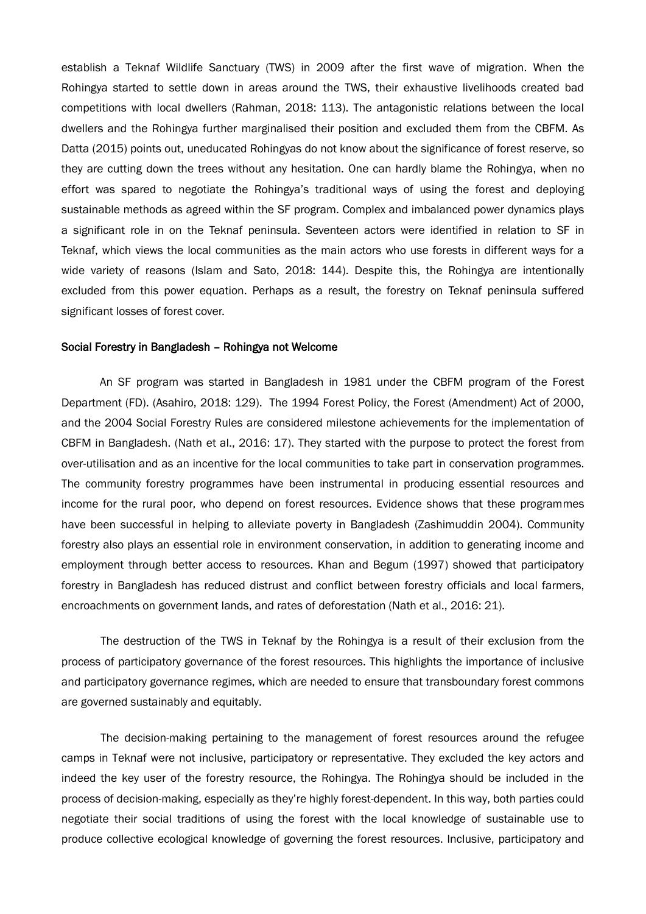establish a Teknaf Wildlife Sanctuary (TWS) in 2009 after the first wave of migration. When the Rohingya started to settle down in areas around the TWS, their exhaustive livelihoods created bad competitions with local dwellers (Rahman, 2018: 113). The antagonistic relations between the local dwellers and the Rohingya further marginalised their position and excluded them from the CBFM. As Datta (2015) points out, uneducated Rohingyas do not know about the significance of forest reserve, so they are cutting down the trees without any hesitation. One can hardly blame the Rohingya, when no effort was spared to negotiate the Rohingya's traditional ways of using the forest and deploying sustainable methods as agreed within the SF program. Complex and imbalanced power dynamics plays a significant role in on the Teknaf peninsula. Seventeen actors were identified in relation to SF in Teknaf, which views the local communities as the main actors who use forests in different ways for a wide variety of reasons (Islam and Sato, 2018: 144). Despite this, the Rohingya are intentionally excluded from this power equation. Perhaps as a result, the forestry on Teknaf peninsula suffered significant losses of forest cover.

## Social Forestry in Bangladesh – Rohingya not Welcome

An SF program was started in Bangladesh in 1981 under the CBFM program of the Forest Department (FD). (Asahiro, 2018: 129). The 1994 Forest Policy, the Forest (Amendment) Act of 2000, and the 2004 Social Forestry Rules are considered milestone achievements for the implementation of CBFM in Bangladesh. (Nath et al., 2016: 17). They started with the purpose to protect the forest from over-utilisation and as an incentive for the local communities to take part in conservation programmes. The community forestry programmes have been instrumental in producing essential resources and income for the rural poor, who depend on forest resources. Evidence shows that these programmes have been successful in helping to alleviate poverty in Bangladesh (Zashimuddin 2004). Community forestry also plays an essential role in environment conservation, in addition to generating income and employment through better access to resources. Khan and Begum (1997) showed that participatory forestry in Bangladesh has reduced distrust and conflict between forestry officials and local farmers, encroachments on government lands, and rates of deforestation (Nath et al., 2016: 21).

The destruction of the TWS in Teknaf by the Rohingya is a result of their exclusion from the process of participatory governance of the forest resources. This highlights the importance of inclusive and participatory governance regimes, which are needed to ensure that transboundary forest commons are governed sustainably and equitably.

The decision-making pertaining to the management of forest resources around the refugee camps in Teknaf were not inclusive, participatory or representative. They excluded the key actors and indeed the key user of the forestry resource, the Rohingya. The Rohingya should be included in the process of decision-making, especially as they're highly forest-dependent. In this way, both parties could negotiate their social traditions of using the forest with the local knowledge of sustainable use to produce collective ecological knowledge of governing the forest resources. Inclusive, participatory and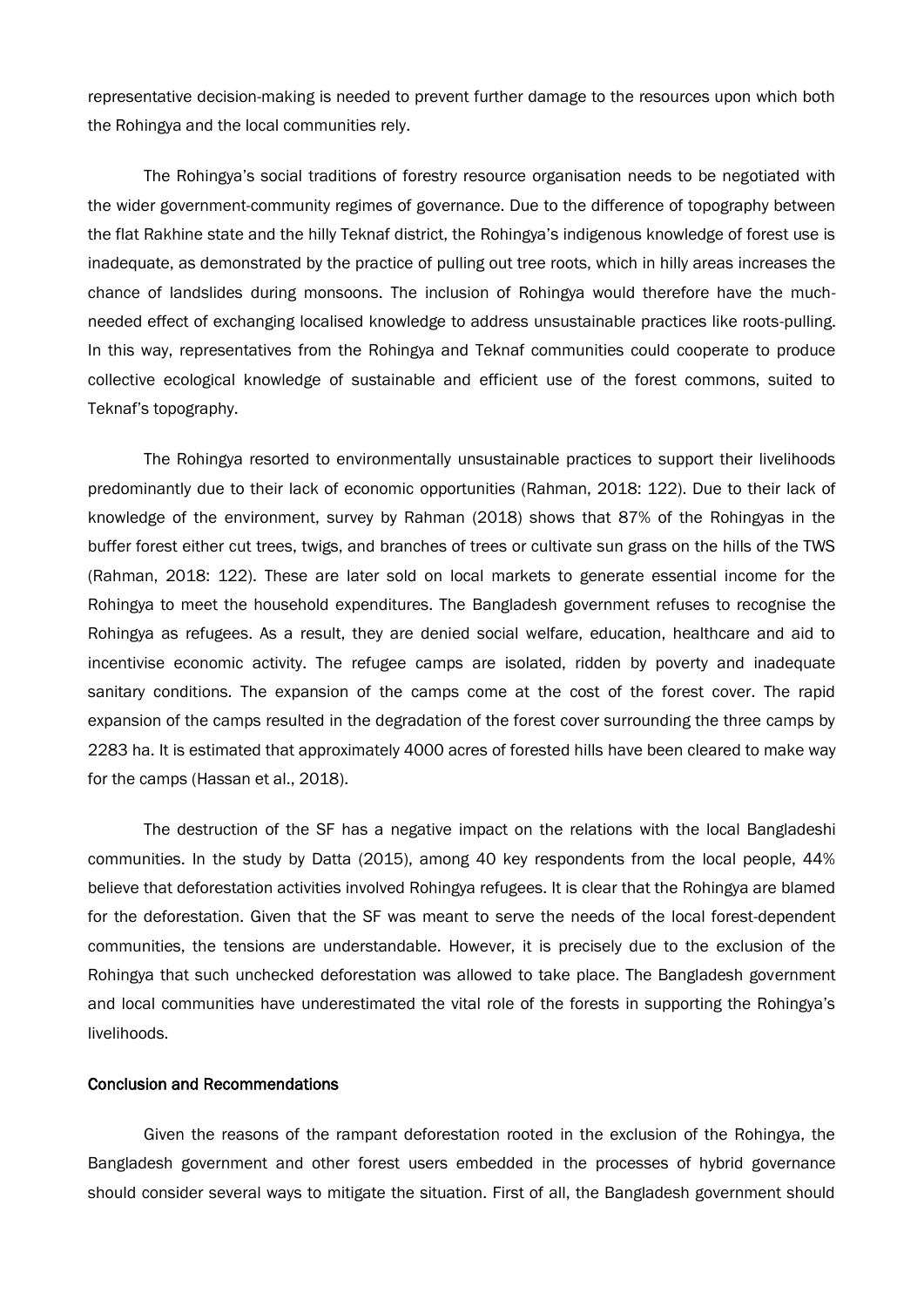representative decision-making is needed to prevent further damage to the resources upon which both the Rohingya and the local communities rely.

The Rohingya's social traditions of forestry resource organisation needs to be negotiated with the wider government-community regimes of governance. Due to the difference of topography between the flat Rakhine state and the hilly Teknaf district, the Rohingya's indigenous knowledge of forest use is inadequate, as demonstrated by the practice of pulling out tree roots, which in hilly areas increases the chance of landslides during monsoons. The inclusion of Rohingya would therefore have the much-needed effect of exchanging localised knowledge to address unsustainable practices like roots-pulling. In this way, representatives from the Rohingya and Teknaf communities could cooperate to produce collective ecological knowledge of sustainable and efficient use of the forest commons, suited to Teknaf's topography.

The Rohingya resorted to environmentally unsustainable practices to support their livelihoods predominantly due to their lack of economic opportunities (Rahman, 2018: 122). Due to their lack of knowledge of the environment, survey by Rahman (2018) shows that 87% of the Rohingyas in the buffer forest either cut trees, twigs, and branches of trees or cultivate sun grass on the hills of the TWS (Rahman, 2018: 122). These are later sold on local markets to generate essential income for the Rohingya to meet the household expenditures. The Bangladesh government refuses to recognise the Rohingya as refugees. As a result, they are denied social welfare, education, healthcare and aid to incentivise economic activity. The refugee camps are isolated, ridden by poverty and inadequate sanitary conditions. The expansion of the camps come at the cost of the forest cover. The rapid expansion of the camps resulted in the degradation of the forest cover surrounding the three camps by 2283 ha. It is estimated that approximately 4000 acres of forested hills have been cleared to make way for the camps (Hassan et al., 2018).

The destruction of the SF has a negative impact on the relations with the local Bangladeshi communities. In the study by Datta (2015), among 40 key respondents from the local people, 44% believe that deforestation activities involved Rohingya refugees. It is clear that the Rohingya are blamed for the deforestation. Given that the SF was meant to serve the needs of the local forest-dependent communities, the tensions are understandable. However, it is precisely due to the exclusion of the Rohingya that such unchecked deforestation was allowed to take place. The Bangladesh government and local communities have underestimated the vital role of the forests in supporting the Rohingya's livelihoods.

## Conclusion and Recommendations

Given the reasons of the rampant deforestation rooted in the exclusion of the Rohingya, the Bangladesh government and other forest users embedded in the processes of hybrid governance should consider several ways to mitigate the situation. First of all, the Bangladesh government should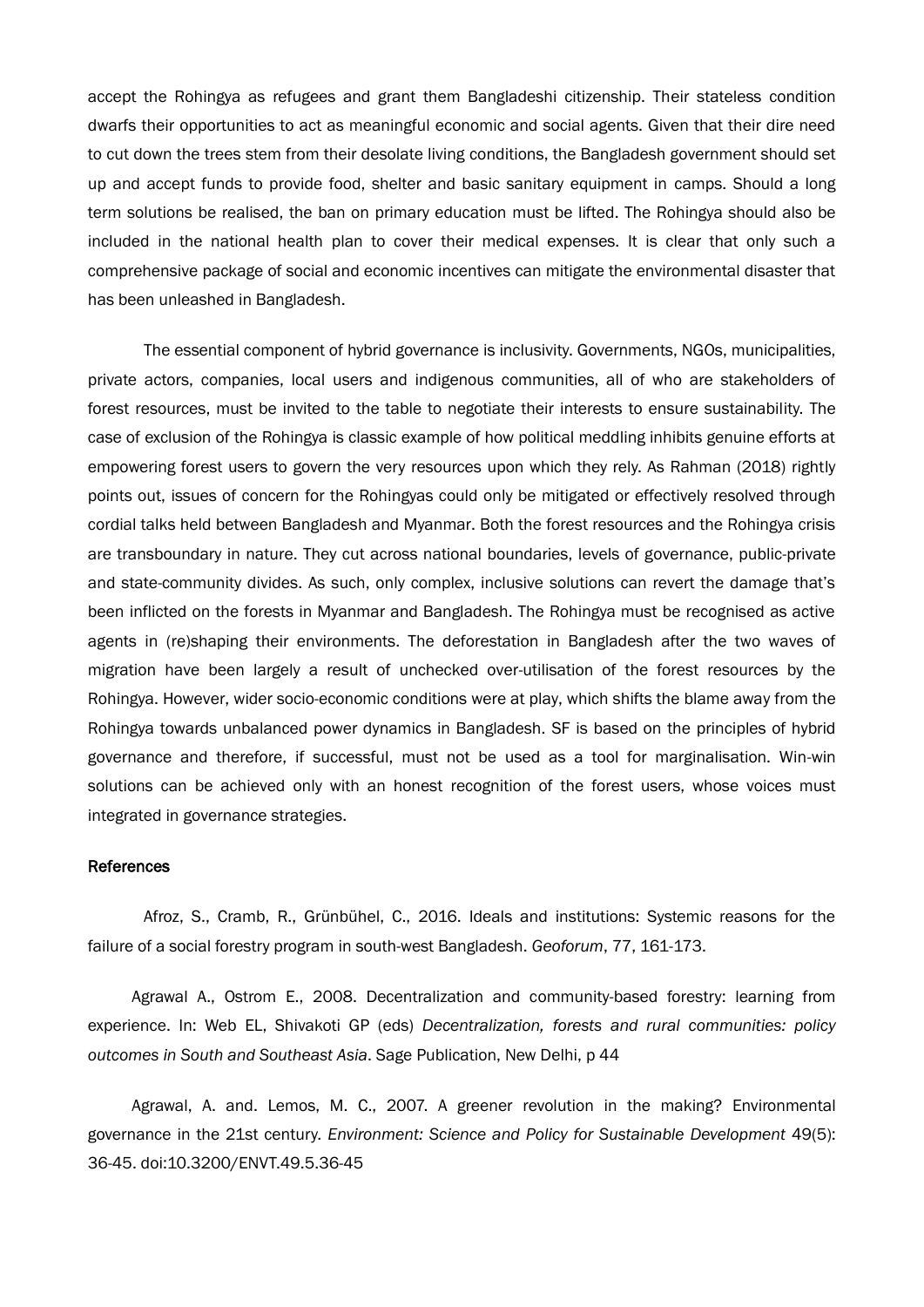accept the Rohingya as refugees and grant them Bangladeshi citizenship. Their stateless condition dwarfs their opportunities to act as meaningful economic and social agents. Given that their dire need to cut down the trees stem from their desolate living conditions, the Bangladesh government should set up and accept funds to provide food, shelter and basic sanitary equipment in camps. Should a long term solutions be realised, the ban on primary education must be lifted. The Rohingya should also be included in the national health plan to cover their medical expenses. It is clear that only such a comprehensive package of social and economic incentives can mitigate the environmental disaster that has been unleashed in Bangladesh.

The essential component of hybrid governance is inclusivity. Governments, NGOs, municipalities, private actors, companies, local users and indigenous communities, all of who are stakeholders of forest resources, must be invited to the table to negotiate their interests to ensure sustainability. The case of exclusion of the Rohingya is classic example of how political meddling inhibits genuine efforts at empowering forest users to govern the very resources upon which they rely. As Rahman (2018) rightly points out, issues of concern for the Rohingyas could only be mitigated or effectively resolved through cordial talks held between Bangladesh and Myanmar. Both the forest resources and the Rohingya crisis are transboundary in nature. They cut across national boundaries, levels of governance, public-private and state-community divides. As such, only complex, inclusive solutions can revert the damage that's been inflicted on the forests in Myanmar and Bangladesh. The Rohingya must be recognised as active agents in (re)shaping their environments. The deforestation in Bangladesh after the two waves of migration have been largely a result of unchecked over-utilisation of the forest resources by the Rohingya. However, wider socio-economic conditions were at play, which shifts the blame away from the Rohingya towards unbalanced power dynamics in Bangladesh. SF is based on the principles of hybrid governance and therefore, if successful, must not be used as a tool for marginalisation. Win-win solutions can be achieved only with an honest recognition of the forest users, whose voices must integrated in governance strategies.

## References

Afroz, S., Cramb, R., Grünbühel, C., 2016. Ideals and institutions: Systemic reasons for the failure of a social forestry program in south-west Bangladesh. *Geoforum*, 77, 161-173.

Agrawal A., Ostrom E., 2008. Decentralization and community-based forestry: learning from experience. In: Web EL, Shivakoti GP (eds) *Decentralization, forests and rural communities: policy outcomes in South and Southeast Asia*. Sage Publication, New Delhi, p 44

Agrawal, A. and. Lemos, M. C., 2007. A greener revolution in the making? Environmental governance in the 21st century. *Environment: Science and Policy for Sustainable Development* 49(5): 36-45. doi:10.3200/ENVT.49.5.36-45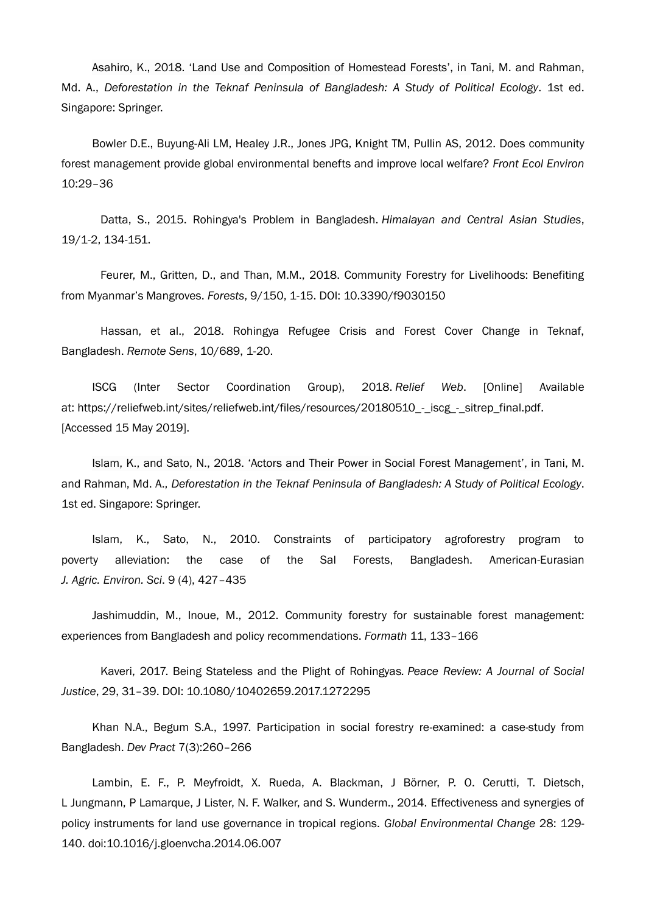Asahiro, K., 2018. ‘Land Use and Composition of Homestead Forests’, in Tani, M. and Rahman, Md. A., *Deforestation in the Teknaf Peninsula of Bangladesh: A Study of Political Ecology*. 1st ed. Singapore: Springer.

Bowler D.E., Buyung-Ali LM, Healey J.R., Jones JPG, Knight TM, Pullin AS, 2012. Does community forest management provide global environmental benefts and improve local welfare? *Front Ecol Environ* 10:29–36

Datta, S., 2015. Rohingya's Problem in Bangladesh. *Himalayan and Central Asian Studies*, 19/1-2, 134-151.

Feurer, M., Gritten, D., and Than, M.M., 2018. Community Forestry for Livelihoods: Benefiting from Myanmar’s Mangroves. *Forests*, 9/150, 1-15. DOI: 10.3390/f9030150

Hassan, et al., 2018. Rohingya Refugee Crisis and Forest Cover Change in Teknaf, Bangladesh. *Remote Sens*, 10/689, 1-20.

ISCG (Inter Sector Coordination Group), 2018. *Relief Web*. [Online] Available at: https://reliefweb.int/sites/reliefweb.int/files/resources/20180510_-_iscg_-_sitrep_final.pdf. [Accessed 15 May 2019].

Islam, K., and Sato, N., 2018. ‘Actors and Their Power in Social Forest Management’, in Tani, M. and Rahman, Md. A., *Deforestation in the Teknaf Peninsula of Bangladesh: A Study of Political Ecology*. 1st ed. Singapore: Springer.

Islam, K., Sato, N., 2010. Constraints of participatory agroforestry program to poverty alleviation: the case of the Sal Forests, Bangladesh. American-Eurasian *J. Agric. Environ. Sci*. 9 (4), 427–435

Jashimuddin, M., Inoue, M., 2012. Community forestry for sustainable forest management: experiences from Bangladesh and policy recommendations. *Formath* 11, 133–166

Kaveri, 2017. Being Stateless and the Plight of Rohingyas. *Peace Review: A Journal of Social Justice*, 29, 31–39. DOI: 10.1080/10402659.2017.1272295

Khan N.A., Begum S.A., 1997. Participation in social forestry re-examined: a case-study from Bangladesh. *Dev Pract* 7(3):260–266

Lambin, E. F., P. Meyfroidt, X. Rueda, A. Blackman, J Börner, P. O. Cerutti, T. Dietsch, L Jungmann, P Lamarque, J Lister, N. F. Walker, and S. Wunderm., 2014. Effectiveness and synergies of policy instruments for land use governance in tropical regions. *Global Environmental Change* 28: 129-140. doi:10.1016/j.gloenvcha.2014.06.007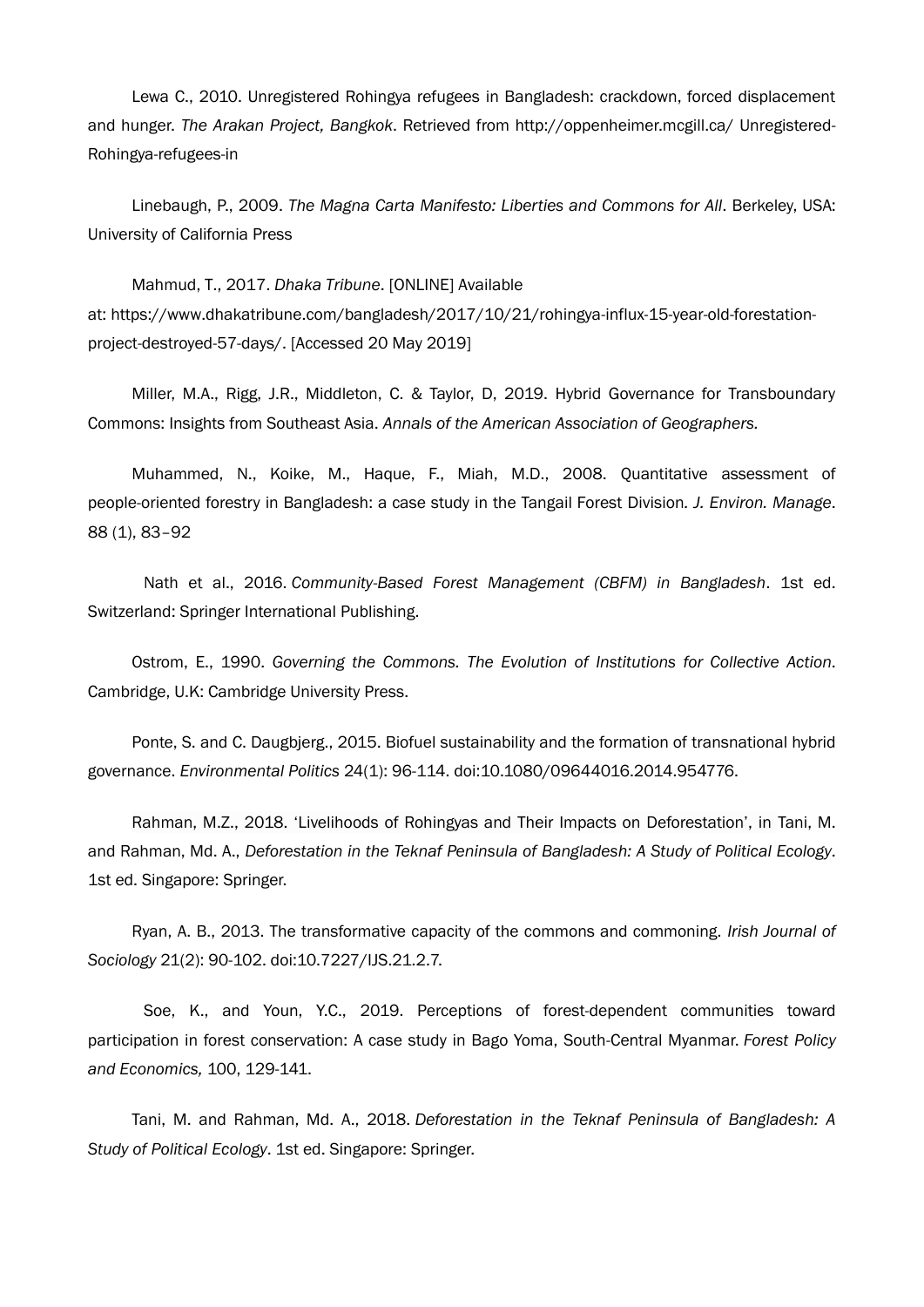Lewa C., 2010. Unregistered Rohingya refugees in Bangladesh: crackdown, forced displacement and hunger. *The Arakan Project, Bangkok*. Retrieved from http://oppenheimer.mcgill.ca/ Unregistered-Rohingya-refugees-in

Linebaugh, P., 2009. *The Magna Carta Manifesto: Liberties and Commons for All*. Berkeley, USA: University of California Press

Mahmud, T., 2017. *Dhaka Tribune*. [ONLINE] Available at: https://www.dhakatribune.com/bangladesh/2017/10/21/rohingya-influx-15-year-old-forestation-project-destroyed-57-days/. [Accessed 20 May 2019]

Miller, M.A., Rigg, J.R., Middleton, C. & Taylor, D, 2019. Hybrid Governance for Transboundary Commons: Insights from Southeast Asia. *Annals of the American Association of Geographers.*

Muhammed, N., Koike, M., Haque, F., Miah, M.D., 2008. Quantitative assessment of people-oriented forestry in Bangladesh: a case study in the Tangail Forest Division. *J. Environ. Manage*. 88 (1), 83–92

Nath et al., 2016. *Community-Based Forest Management (CBFM) in Bangladesh*. 1st ed. Switzerland: Springer International Publishing.

Ostrom, E., 1990. *Governing the Commons. The Evolution of Institutions for Collective Action*. Cambridge, U.K: Cambridge University Press.

Ponte, S. and C. Daugbjerg., 2015. Biofuel sustainability and the formation of transnational hybrid governance. *Environmental Politics* 24(1): 96-114. doi:10.1080/09644016.2014.954776.

Rahman, M.Z., 2018. 'Livelihoods of Rohingyas and Their Impacts on Deforestation', in Tani, M. and Rahman, Md. A., *Deforestation in the Teknaf Peninsula of Bangladesh: A Study of Political Ecology*. 1st ed. Singapore: Springer.

Ryan, A. B., 2013. The transformative capacity of the commons and commoning. *Irish Journal of Sociology* 21(2): 90-102. doi:10.7227/IJS.21.2.7.

Soe, K., and Youn, Y.C., 2019. Perceptions of forest-dependent communities toward participation in forest conservation: A case study in Bago Yoma, South-Central Myanmar. *Forest Policy and Economics,* 100, 129-141.

Tani, M. and Rahman, Md. A., 2018. *Deforestation in the Teknaf Peninsula of Bangladesh: A Study of Political Ecology*. 1st ed. Singapore: Springer.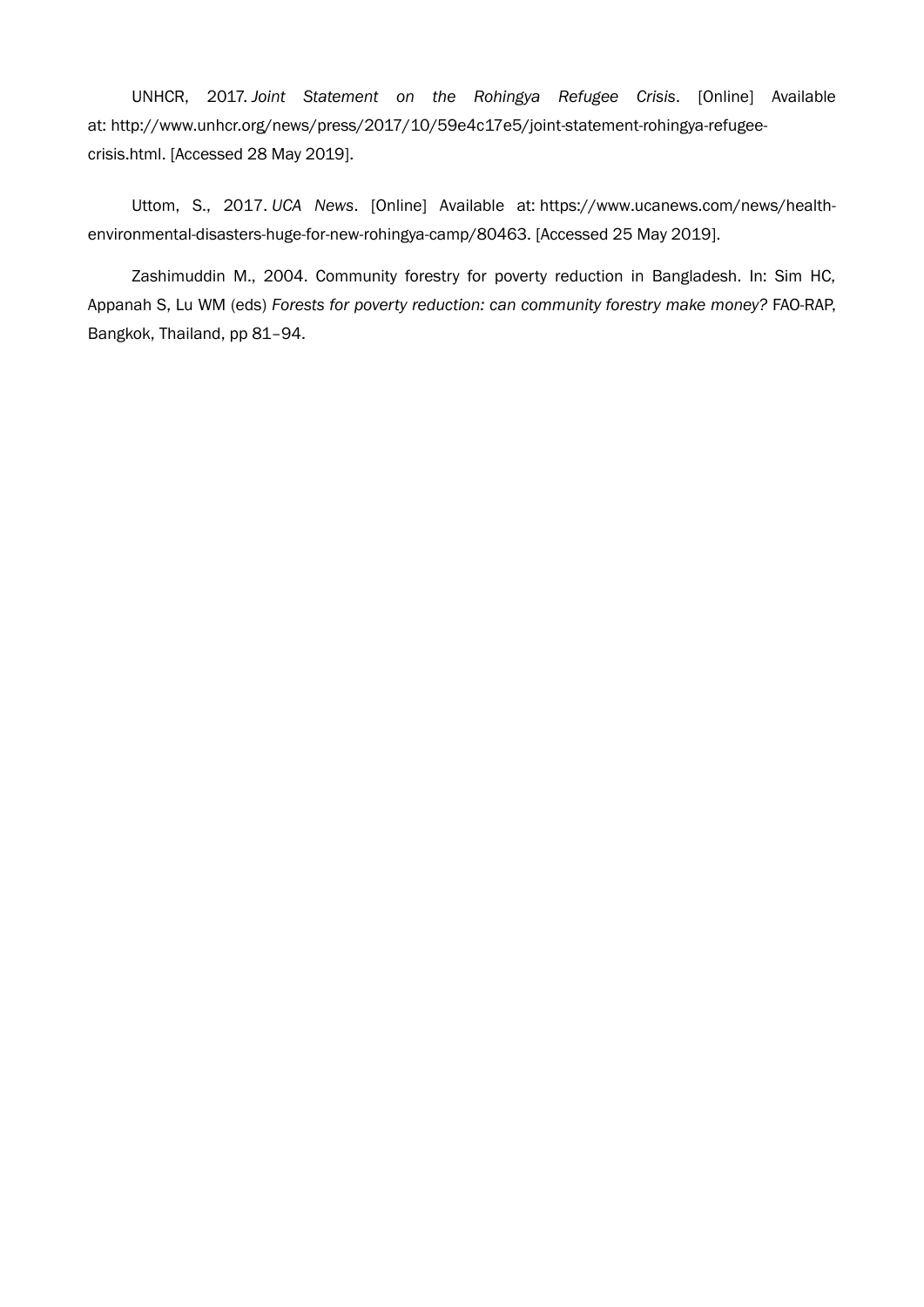UNHCR, 2017. *Joint Statement on the Rohingya Refugee Crisis*. [Online] Available at: http://www.unhcr.org/news/press/2017/10/59e4c17e5/joint-statement-rohingya-refugee-crisis.html. [Accessed 28 May 2019].

Uttom, S., 2017. *UCA News*. [Online] Available at: https://www.ucanews.com/news/health-environmental-disasters-huge-for-new-rohingya-camp/80463. [Accessed 25 May 2019].

Zashimuddin M., 2004. Community forestry for poverty reduction in Bangladesh. In: Sim HC, Appanah S, Lu WM (eds) *Forests for poverty reduction: can community forestry make money?* FAO-RAP, Bangkok, Thailand, pp 81–94.